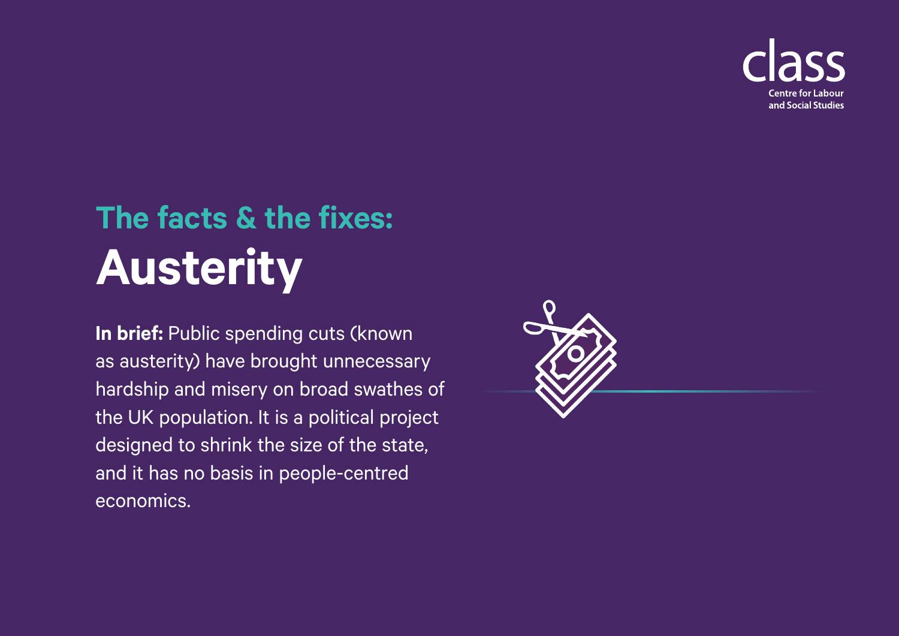class

Centre for Labour and Social Studies

## The facts & the fixes:

# Austerity

**In brief:** Public spending cuts (known as austerity) have brought unnecessary hardship and misery on broad swathes of the UK population. It is a political project designed to shrink the size of the state, and it has no basis in people-centred economics.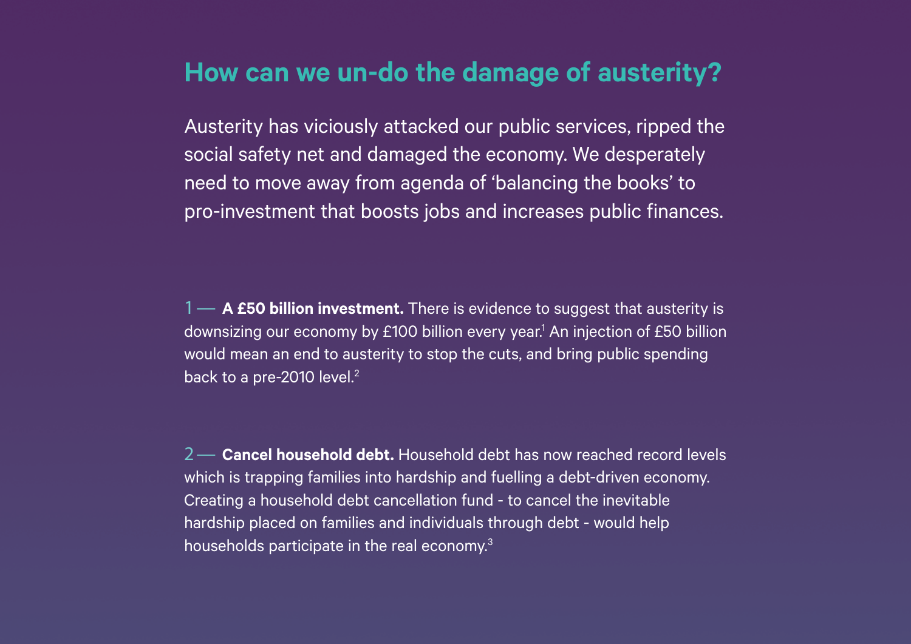## How can we un-do the damage of austerity?

Austerity has viciously attacked our public services, ripped the social safety net and damaged the economy. We desperately need to move away from agenda of 'balancing the books' to pro-investment that boosts jobs and increases public finances.

1 — **A £50 billion investment.** There is evidence to suggest that austerity is downsizing our economy by £100 billion every year.[1] An injection of £50 billion would mean an end to austerity to stop the cuts, and bring public spending back to a pre-2010 level.[2]

2 — **Cancel household debt.** Household debt has now reached record levels which is trapping families into hardship and fuelling a debt-driven economy. Creating a household debt cancellation fund - to cancel the inevitable hardship placed on families and individuals through debt - would help households participate in the real economy.[3]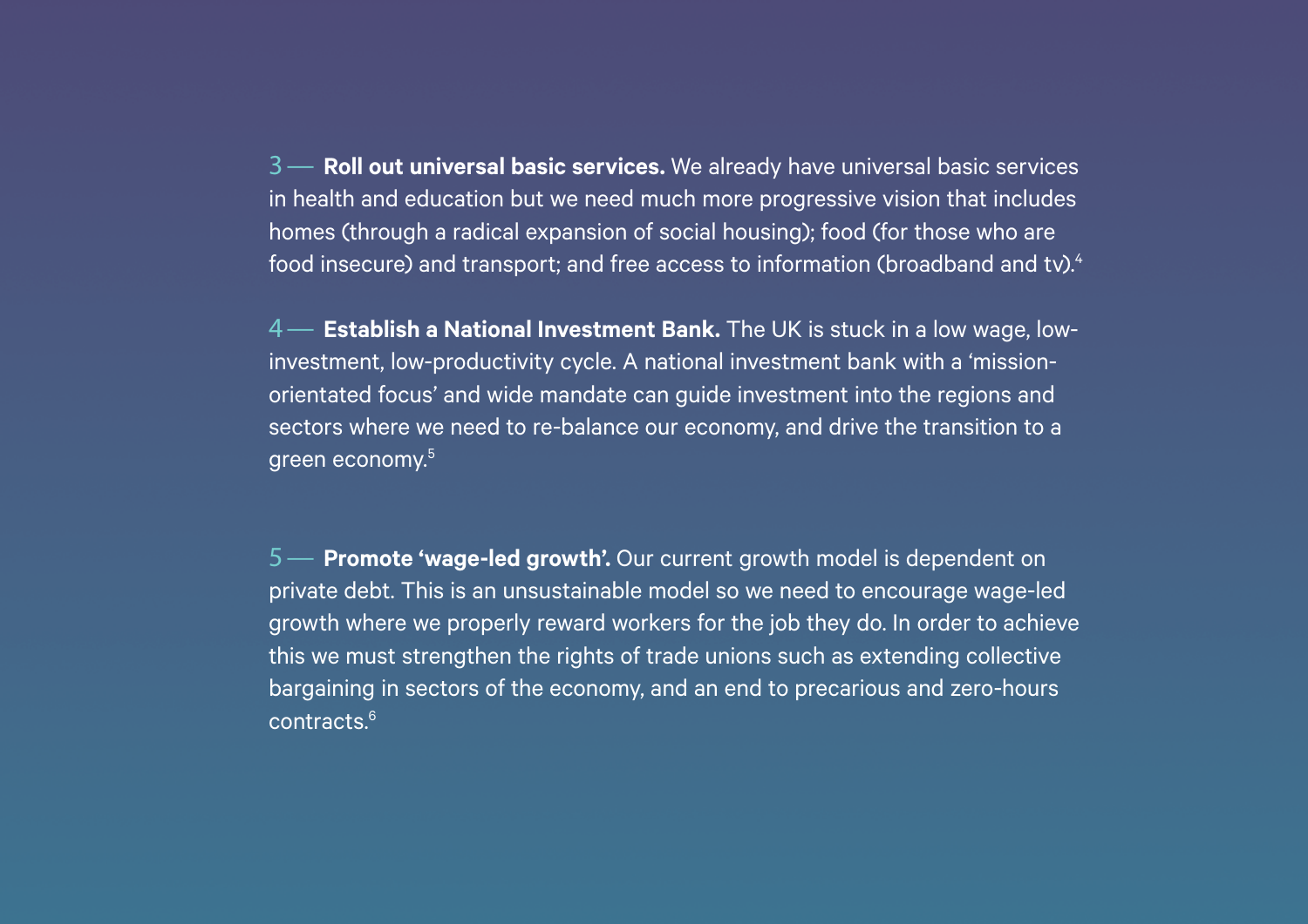3 — **Roll out universal basic services.** We already have universal basic services in health and education but we need much more progressive vision that includes homes (through a radical expansion of social housing); food (for those who are food insecure) and transport; and free access to information (broadband and tv).[4]

4 — **Establish a National Investment Bank.** The UK is stuck in a low wage, low-investment, low-productivity cycle. A national investment bank with a 'mission-orientated focus' and wide mandate can guide investment into the regions and sectors where we need to re-balance our economy, and drive the transition to a green economy.[5]

5 — **Promote 'wage-led growth'.** Our current growth model is dependent on private debt. This is an unsustainable model so we need to encourage wage-led growth where we properly reward workers for the job they do. In order to achieve this we must strengthen the rights of trade unions such as extending collective bargaining in sectors of the economy, and an end to precarious and zero-hours contracts.[6]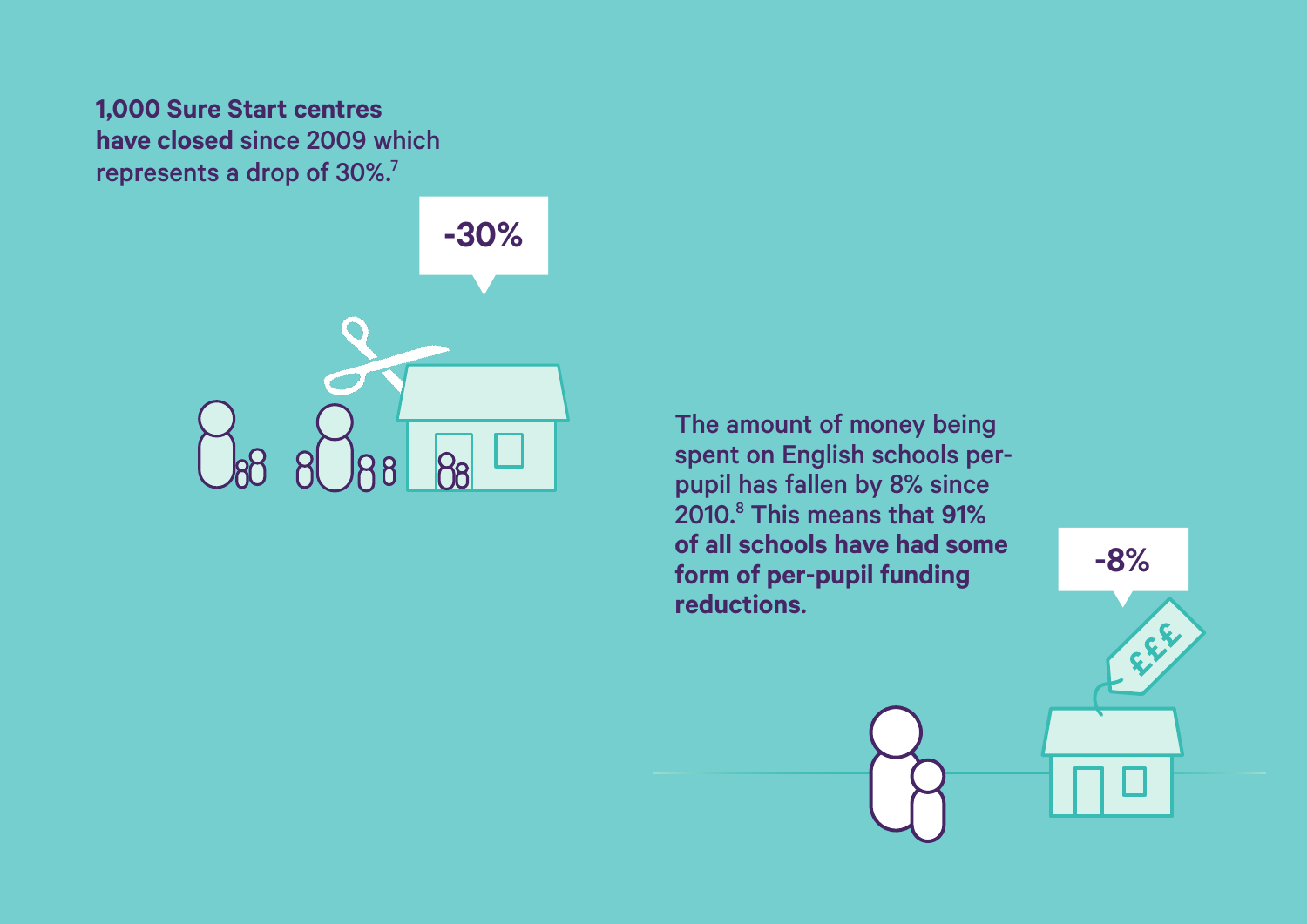**1,000 Sure Start centres have closed** since 2009 which represents a drop of 30%.[7]

-30%

The amount of money being spent on English schools per-pupil has fallen by 8% since 2010.[8] This means that 91% **of all schools have had some form of per-pupil funding reductions.**

-8%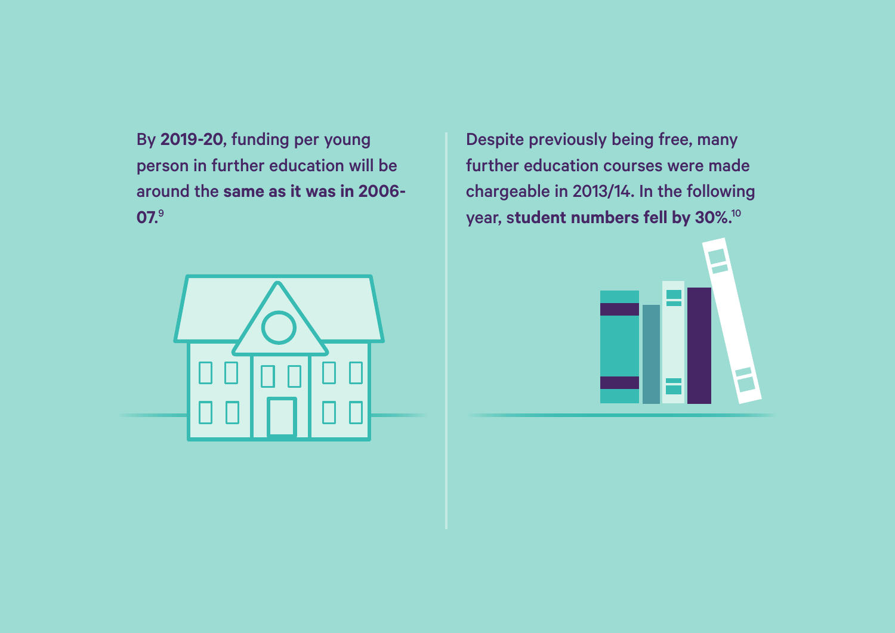By **2019-20**, funding per young person in further education will be around the **same as it was in 2006-07.**[9]

Despite previously being free, many further education courses were made chargeable in 2013/14. In the following year, s**tudent numbers fell by 30%.**[10]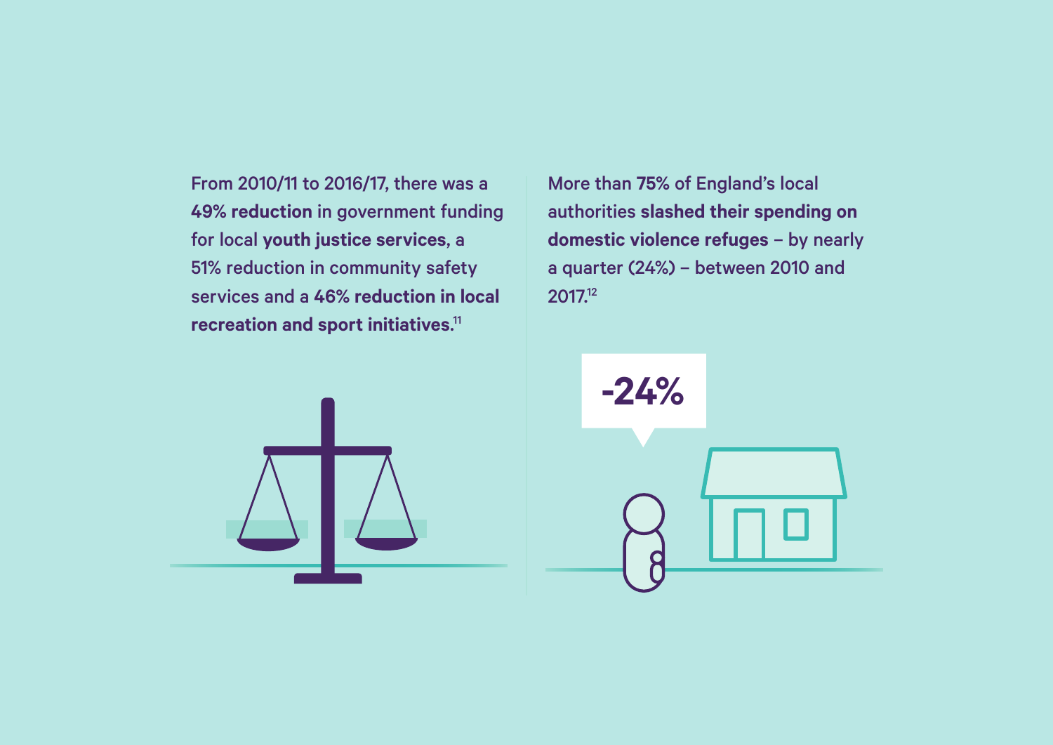From 2010/11 to 2016/17, there was a **49% reduction** in government funding for local **youth justice services**, a 51% reduction in community safety services and a **46% reduction in local recreation and sport initiatives.**[11]

More than **75%** of England's local authorities **slashed their spending on domestic violence refuges** – by nearly a quarter (24%) – between 2010 and 2017.[12]

-24%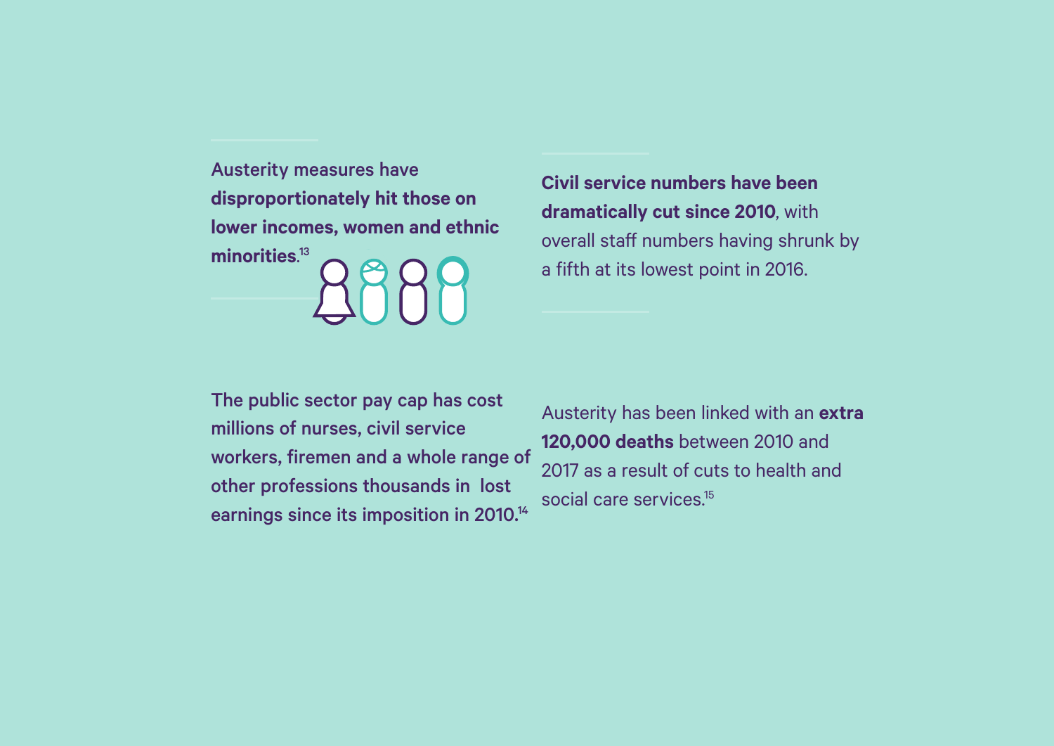Austerity measures have **disproportionately hit those on lower incomes, women and ethnic minorities**.[13]

**Civil service numbers have been dramatically cut since 2010**, with overall staff numbers having shrunk by a fifth at its lowest point in 2016.

**The public sector pay cap has cost millions of nurses, civil service workers, firemen and a whole range of other professions thousands in lost earnings since its imposition in 2010.**[14]

Austerity has been linked with an **extra 120,000 deaths** between 2010 and 2017 as a result of cuts to health and social care services.[15]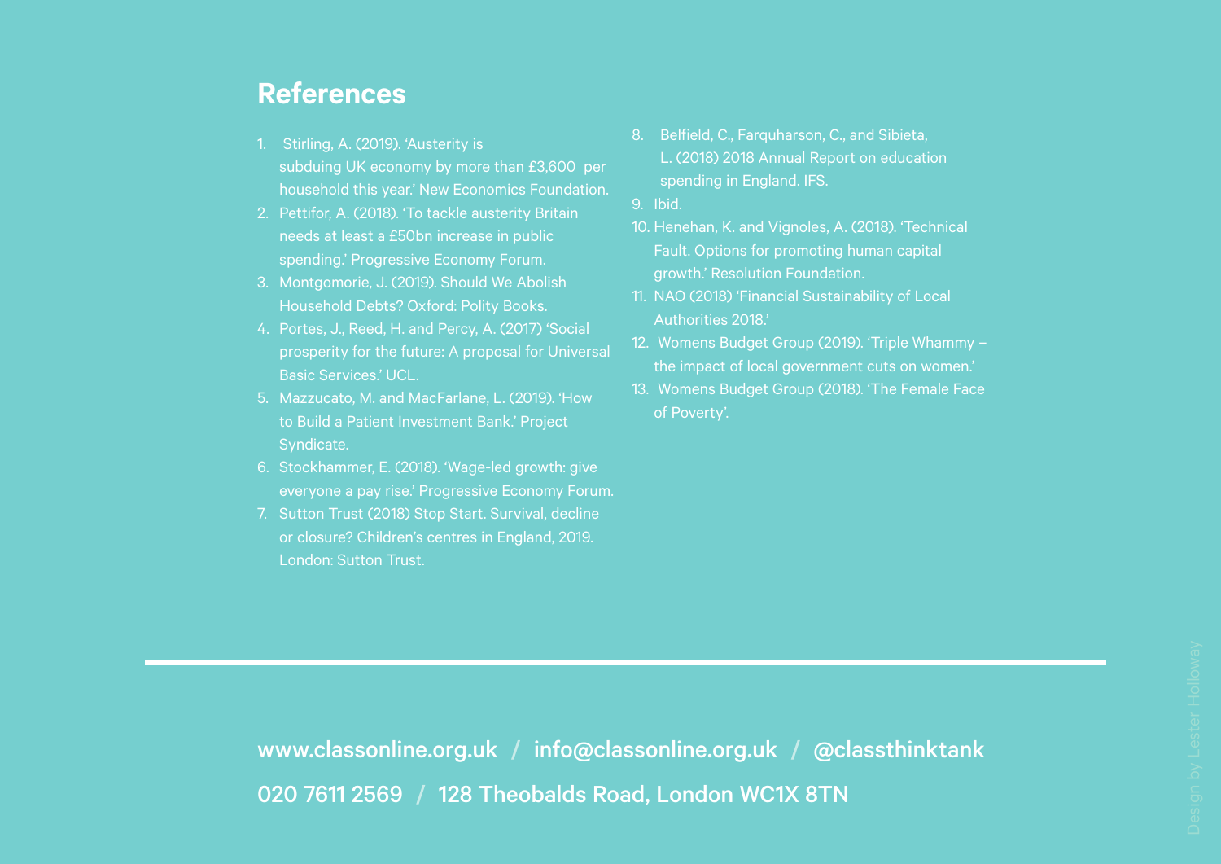## References

1. Stirling, A. (2019). 'Austerity is subduing UK economy by more than £3,600 per household this year.' New Economics Foundation.
2. Pettifor, A. (2018). 'To tackle austerity Britain needs at least a £50bn increase in public spending.' Progressive Economy Forum.
3. Montgomorie, J. (2019). Should We Abolish Household Debts? Oxford: Polity Books.
4. Portes, J., Reed, H. and Percy, A. (2017) 'Social prosperity for the future: A proposal for Universal Basic Services.' UCL.
5. Mazzucato, M. and MacFarlane, L. (2019). 'How to Build a Patient Investment Bank.' Project Syndicate.
6. Stockhammer, E. (2018). 'Wage-led growth: give everyone a pay rise.' Progressive Economy Forum.
7. Sutton Trust (2018) Stop Start. Survival, decline or closure? Children's centres in England, 2019. London: Sutton Trust.
8. Belfield, C., Farquharson, C., and Sibieta, L. (2018) 2018 Annual Report on education spending in England. IFS.
9. Ibid.
10. Henehan, K. and Vignoles, A. (2018). 'Technical Fault. Options for promoting human capital growth.' Resolution Foundation.
11. NAO (2018) 'Financial Sustainability of Local Authorities 2018.'
12. Womens Budget Group (2019). 'Triple Whammy – the impact of local government cuts on women.'
13. Womens Budget Group (2018). 'The Female Face of Poverty'.

www.classonline.org.uk / info@classonline.org.uk / @classthinktank

020 7611 2569 / 128 Theobalds Road, London WC1X 8TN

Design by Lester Holloway